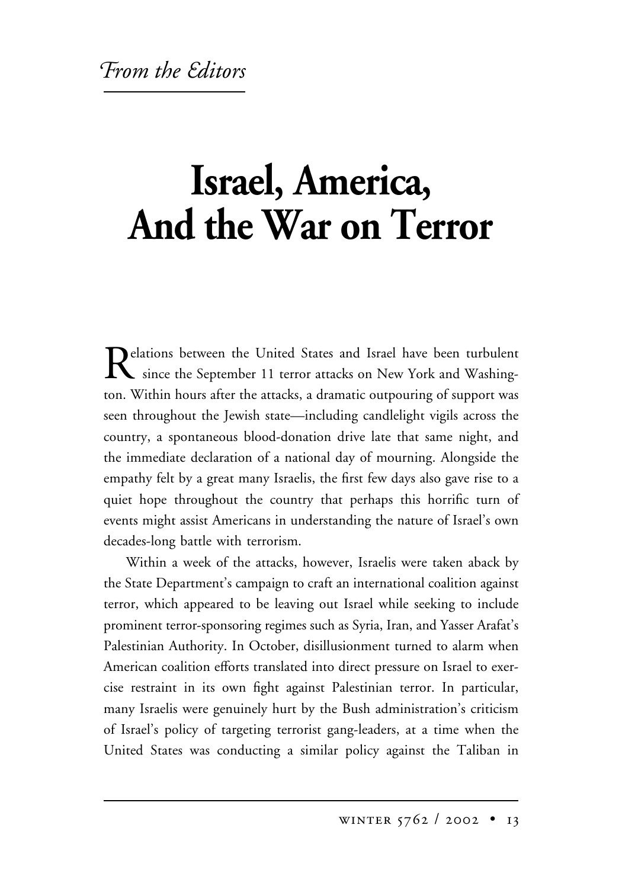*From the Editors*

# Israel, America, And the War on Terror

Relations between the United States and Israel have been turbulent since the September 11 terror attacks on New York and Washington. Within hours after the attacks, a dramatic outpouring of support was seen throughout the Jewish state—including candlelight vigils across the country, a spontaneous blood-donation drive late that same night, and the immediate declaration of a national day of mourning. Alongside the empathy felt by a great many Israelis, the first few days also gave rise to a quiet hope throughout the country that perhaps this horrific turn of events might assist Americans in understanding the nature of Israel's own decades-long battle with terrorism.

Within a week of the attacks, however, Israelis were taken aback by the State Department's campaign to craft an international coalition against terror, which appeared to be leaving out Israel while seeking to include prominent terror-sponsoring regimes such as Syria, Iran, and Yasser Arafat's Palestinian Authority. In October, disillusionment turned to alarm when American coalition efforts translated into direct pressure on Israel to exercise restraint in its own fight against Palestinian terror. In particular, many Israelis were genuinely hurt by the Bush administration's criticism of Israel's policy of targeting terrorist gang-leaders, at a time when the United States was conducting a similar policy against the Taliban in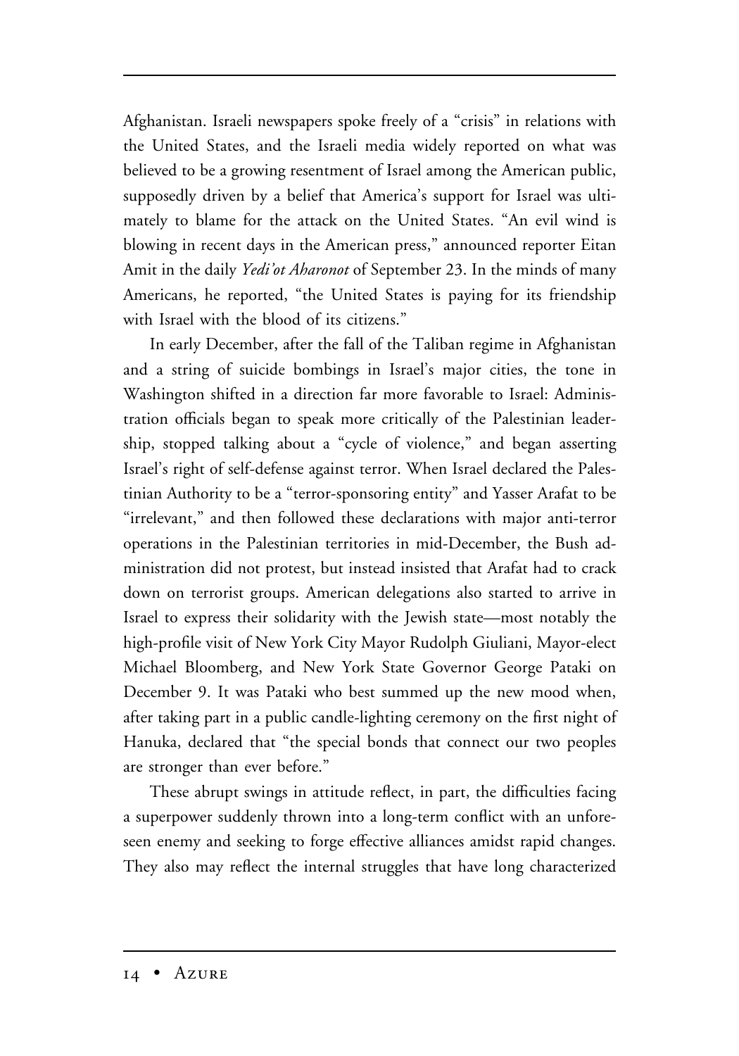Afghanistan. Israeli newspapers spoke freely of a "crisis" in relations with the United States, and the Israeli media widely reported on what was believed to be a growing resentment of Israel among the American public, supposedly driven by a belief that America's support for Israel was ultimately to blame for the attack on the United States. "An evil wind is blowing in recent days in the American press," announced reporter Eitan Amit in the daily *Yedi'ot Aharonot* of September 23. In the minds of many Americans, he reported, "the United States is paying for its friendship with Israel with the blood of its citizens."

In early December, after the fall of the Taliban regime in Afghanistan and a string of suicide bombings in Israel's major cities, the tone in Washington shifted in a direction far more favorable to Israel: Administration officials began to speak more critically of the Palestinian leadership, stopped talking about a "cycle of violence," and began asserting Israel's right of self-defense against terror. When Israel declared the Palestinian Authority to be a "terror-sponsoring entity" and Yasser Arafat to be "irrelevant," and then followed these declarations with major anti-terror operations in the Palestinian territories in mid-December, the Bush administration did not protest, but instead insisted that Arafat had to crack down on terrorist groups. American delegations also started to arrive in Israel to express their solidarity with the Jewish state—most notably the high-profile visit of New York City Mayor Rudolph Giuliani, Mayor-elect Michael Bloomberg, and New York State Governor George Pataki on December 9. It was Pataki who best summed up the new mood when, after taking part in a public candle-lighting ceremony on the first night of Hanuka, declared that "the special bonds that connect our two peoples are stronger than ever before."

These abrupt swings in attitude reflect, in part, the difficulties facing a superpower suddenly thrown into a long-term conflict with an unforeseen enemy and seeking to forge effective alliances amidst rapid changes. They also may reflect the internal struggles that have long characterized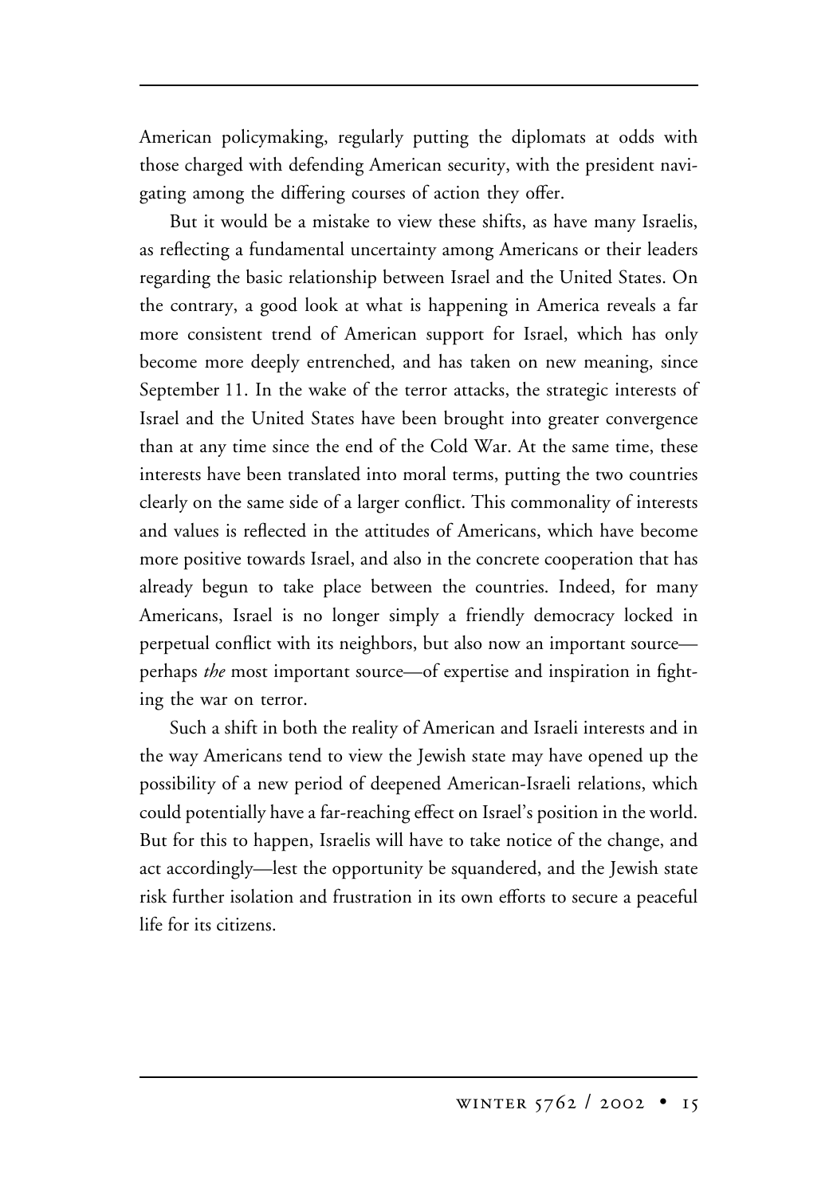American policymaking, regularly putting the diplomats at odds with those charged with defending American security, with the president navigating among the differing courses of action they offer.

But it would be a mistake to view these shifts, as have many Israelis, as reflecting a fundamental uncertainty among Americans or their leaders regarding the basic relationship between Israel and the United States. On the contrary, a good look at what is happening in America reveals a far more consistent trend of American support for Israel, which has only become more deeply entrenched, and has taken on new meaning, since September 11. In the wake of the terror attacks, the strategic interests of Israel and the United States have been brought into greater convergence than at any time since the end of the Cold War. At the same time, these interests have been translated into moral terms, putting the two countries clearly on the same side of a larger conflict. This commonality of interests and values is reflected in the attitudes of Americans, which have become more positive towards Israel, and also in the concrete cooperation that has already begun to take place between the countries. Indeed, for many Americans, Israel is no longer simply a friendly democracy locked in perpetual conflict with its neighbors, but also now an important source—perhaps *the* most important source—of expertise and inspiration in fighting the war on terror.

Such a shift in both the reality of American and Israeli interests and in the way Americans tend to view the Jewish state may have opened up the possibility of a new period of deepened American-Israeli relations, which could potentially have a far-reaching effect on Israel's position in the world. But for this to happen, Israelis will have to take notice of the change, and act accordingly—lest the opportunity be squandered, and the Jewish state risk further isolation and frustration in its own efforts to secure a peaceful life for its citizens.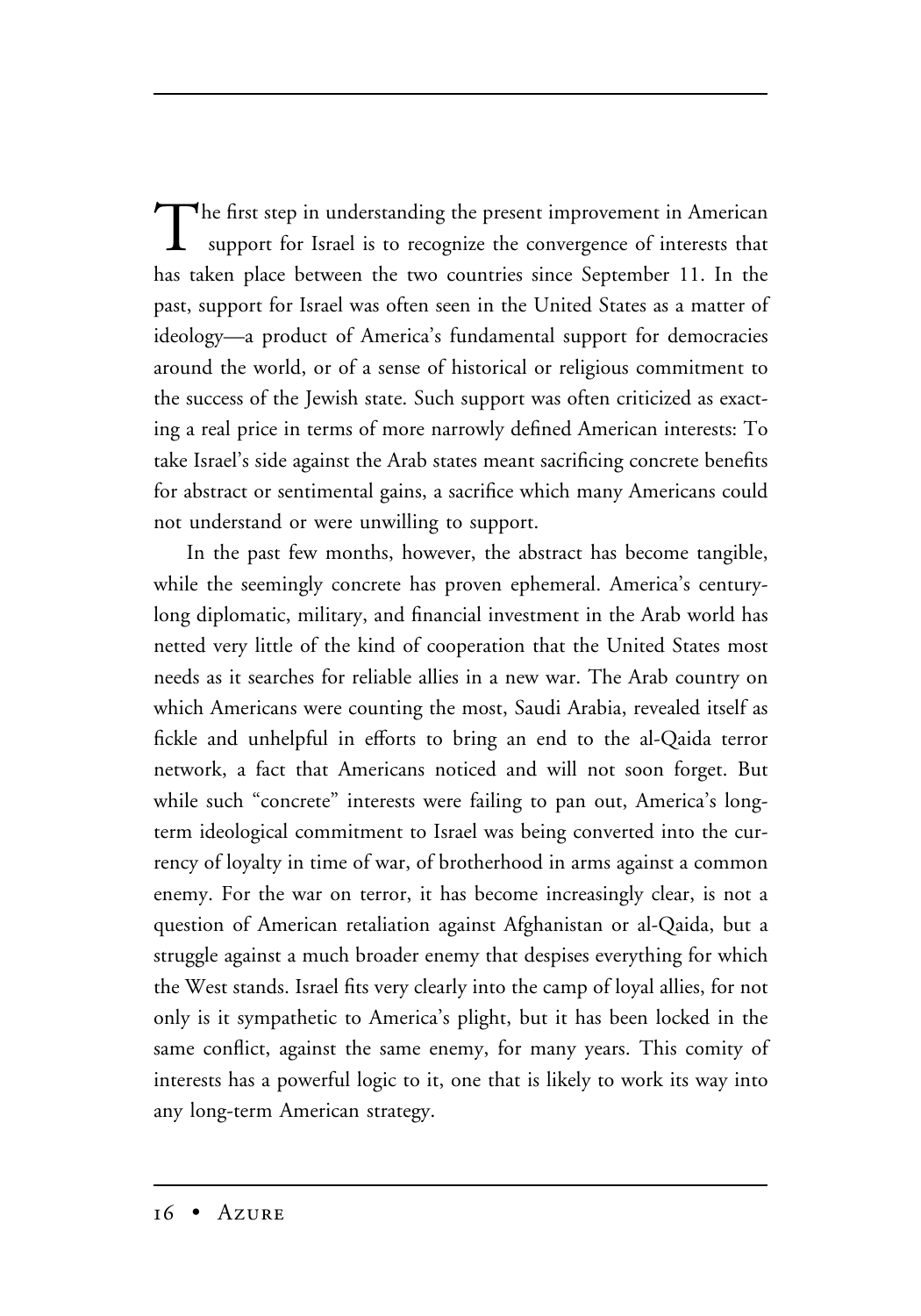The first step in understanding the present improvement in American support for Israel is to recognize the convergence of interests that has taken place between the two countries since September 11. In the past, support for Israel was often seen in the United States as a matter of ideology—a product of America's fundamental support for democracies around the world, or of a sense of historical or religious commitment to the success of the Jewish state. Such support was often criticized as exacting a real price in terms of more narrowly defined American interests: To take Israel's side against the Arab states meant sacrificing concrete benefits for abstract or sentimental gains, a sacrifice which many Americans could not understand or were unwilling to support.

In the past few months, however, the abstract has become tangible, while the seemingly concrete has proven ephemeral. America's century-long diplomatic, military, and financial investment in the Arab world has netted very little of the kind of cooperation that the United States most needs as it searches for reliable allies in a new war. The Arab country on which Americans were counting the most, Saudi Arabia, revealed itself as fickle and unhelpful in efforts to bring an end to the al-Qaida terror network, a fact that Americans noticed and will not soon forget. But while such "concrete" interests were failing to pan out, America's long-term ideological commitment to Israel was being converted into the currency of loyalty in time of war, of brotherhood in arms against a common enemy. For the war on terror, it has become increasingly clear, is not a question of American retaliation against Afghanistan or al-Qaida, but a struggle against a much broader enemy that despises everything for which the West stands. Israel fits very clearly into the camp of loyal allies, for not only is it sympathetic to America's plight, but it has been locked in the same conflict, against the same enemy, for many years. This comity of interests has a powerful logic to it, one that is likely to work its way into any long-term American strategy.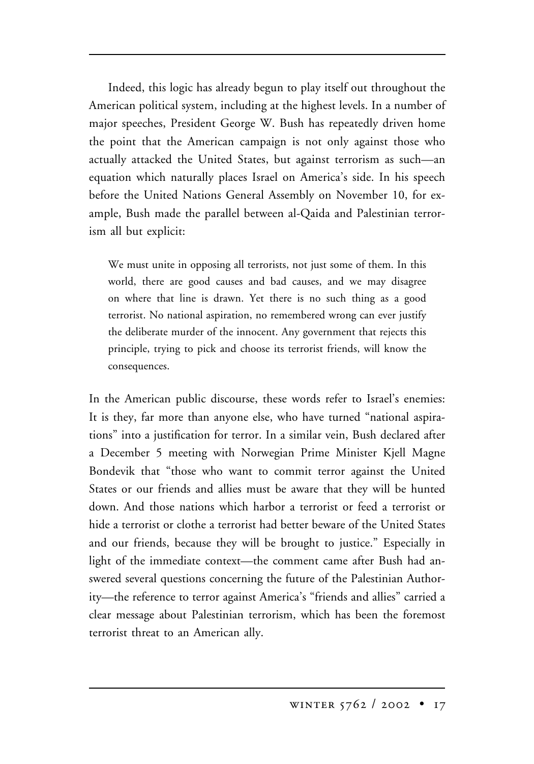Indeed, this logic has already begun to play itself out throughout the American political system, including at the highest levels. In a number of major speeches, President George W. Bush has repeatedly driven home the point that the American campaign is not only against those who actually attacked the United States, but against terrorism as such—an equation which naturally places Israel on America's side. In his speech before the United Nations General Assembly on November 10, for example, Bush made the parallel between al-Qaida and Palestinian terrorism all but explicit:

> We must unite in opposing all terrorists, not just some of them. In this world, there are good causes and bad causes, and we may disagree on where that line is drawn. Yet there is no such thing as a good terrorist. No national aspiration, no remembered wrong can ever justify the deliberate murder of the innocent. Any government that rejects this principle, trying to pick and choose its terrorist friends, will know the consequences.

In the American public discourse, these words refer to Israel's enemies: It is they, far more than anyone else, who have turned "national aspirations" into a justification for terror. In a similar vein, Bush declared after a December 5 meeting with Norwegian Prime Minister Kjell Magne Bondevik that "those who want to commit terror against the United States or our friends and allies must be aware that they will be hunted down. And those nations which harbor a terrorist or feed a terrorist or hide a terrorist or clothe a terrorist had better beware of the United States and our friends, because they will be brought to justice." Especially in light of the immediate context—the comment came after Bush had answered several questions concerning the future of the Palestinian Authority—the reference to terror against America's "friends and allies" carried a clear message about Palestinian terrorism, which has been the foremost terrorist threat to an American ally.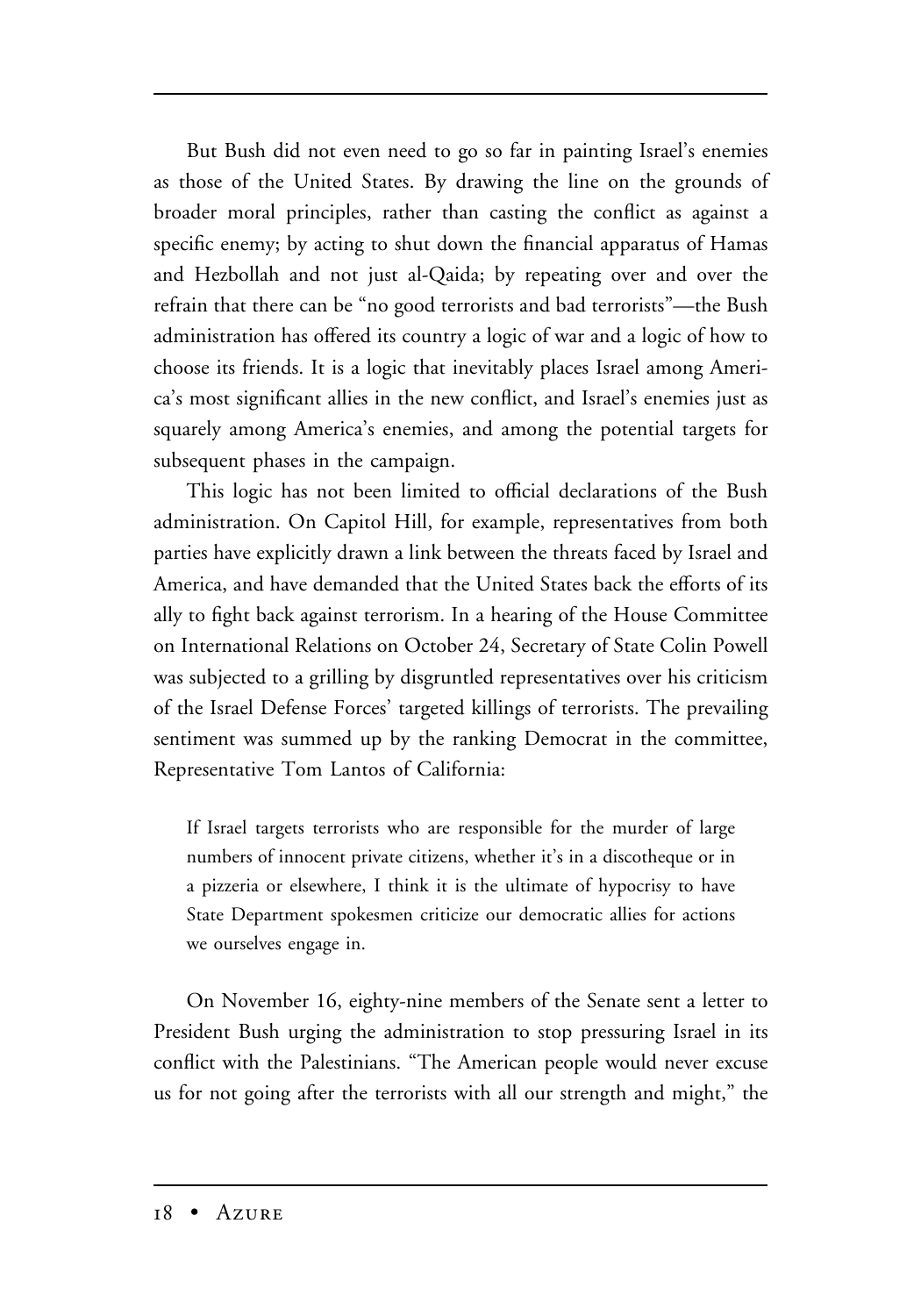But Bush did not even need to go so far in painting Israel's enemies as those of the United States. By drawing the line on the grounds of broader moral principles, rather than casting the conflict as against a specific enemy; by acting to shut down the financial apparatus of Hamas and Hezbollah and not just al-Qaida; by repeating over and over the refrain that there can be "no good terrorists and bad terrorists"—the Bush administration has offered its country a logic of war and a logic of how to choose its friends. It is a logic that inevitably places Israel among America's most significant allies in the new conflict, and Israel's enemies just as squarely among America's enemies, and among the potential targets for subsequent phases in the campaign.

This logic has not been limited to official declarations of the Bush administration. On Capitol Hill, for example, representatives from both parties have explicitly drawn a link between the threats faced by Israel and America, and have demanded that the United States back the efforts of its ally to fight back against terrorism. In a hearing of the House Committee on International Relations on October 24, Secretary of State Colin Powell was subjected to a grilling by disgruntled representatives over his criticism of the Israel Defense Forces' targeted killings of terrorists. The prevailing sentiment was summed up by the ranking Democrat in the committee, Representative Tom Lantos of California:

> If Israel targets terrorists who are responsible for the murder of large numbers of innocent private citizens, whether it's in a discotheque or in a pizzeria or elsewhere, I think it is the ultimate of hypocrisy to have State Department spokesmen criticize our democratic allies for actions we ourselves engage in.

On November 16, eighty-nine members of the Senate sent a letter to President Bush urging the administration to stop pressuring Israel in its conflict with the Palestinians. "The American people would never excuse us for not going after the terrorists with all our strength and might," the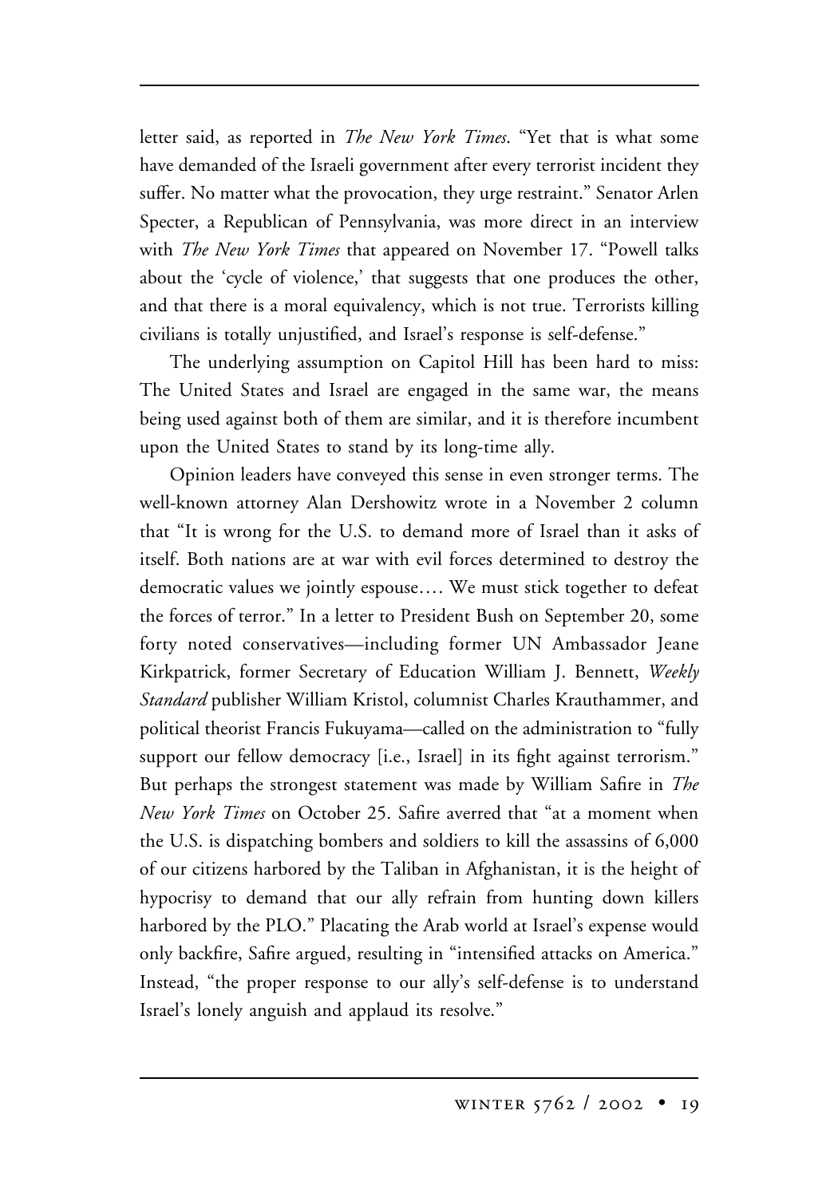letter said, as reported in *The New York Times*. "Yet that is what some have demanded of the Israeli government after every terrorist incident they suffer. No matter what the provocation, they urge restraint." Senator Arlen Specter, a Republican of Pennsylvania, was more direct in an interview with *The New York Times* that appeared on November 17. "Powell talks about the 'cycle of violence,' that suggests that one produces the other, and that there is a moral equivalency, which is not true. Terrorists killing civilians is totally unjustified, and Israel's response is self-defense."

The underlying assumption on Capitol Hill has been hard to miss: The United States and Israel are engaged in the same war, the means being used against both of them are similar, and it is therefore incumbent upon the United States to stand by its long-time ally.

Opinion leaders have conveyed this sense in even stronger terms. The well-known attorney Alan Dershowitz wrote in a November 2 column that "It is wrong for the U.S. to demand more of Israel than it asks of itself. Both nations are at war with evil forces determined to destroy the democratic values we jointly espouse.… We must stick together to defeat the forces of terror." In a letter to President Bush on September 20, some forty noted conservatives—including former UN Ambassador Jeane Kirkpatrick, former Secretary of Education William J. Bennett, *Weekly Standard* publisher William Kristol, columnist Charles Krauthammer, and political theorist Francis Fukuyama—called on the administration to "fully support our fellow democracy [i.e., Israel] in its fight against terrorism." But perhaps the strongest statement was made by William Safire in *The New York Times* on October 25. Safire averred that "at a moment when the U.S. is dispatching bombers and soldiers to kill the assassins of 6,000 of our citizens harbored by the Taliban in Afghanistan, it is the height of hypocrisy to demand that our ally refrain from hunting down killers harbored by the PLO." Placating the Arab world at Israel's expense would only backfire, Safire argued, resulting in "intensified attacks on America." Instead, "the proper response to our ally's self-defense is to understand Israel's lonely anguish and applaud its resolve."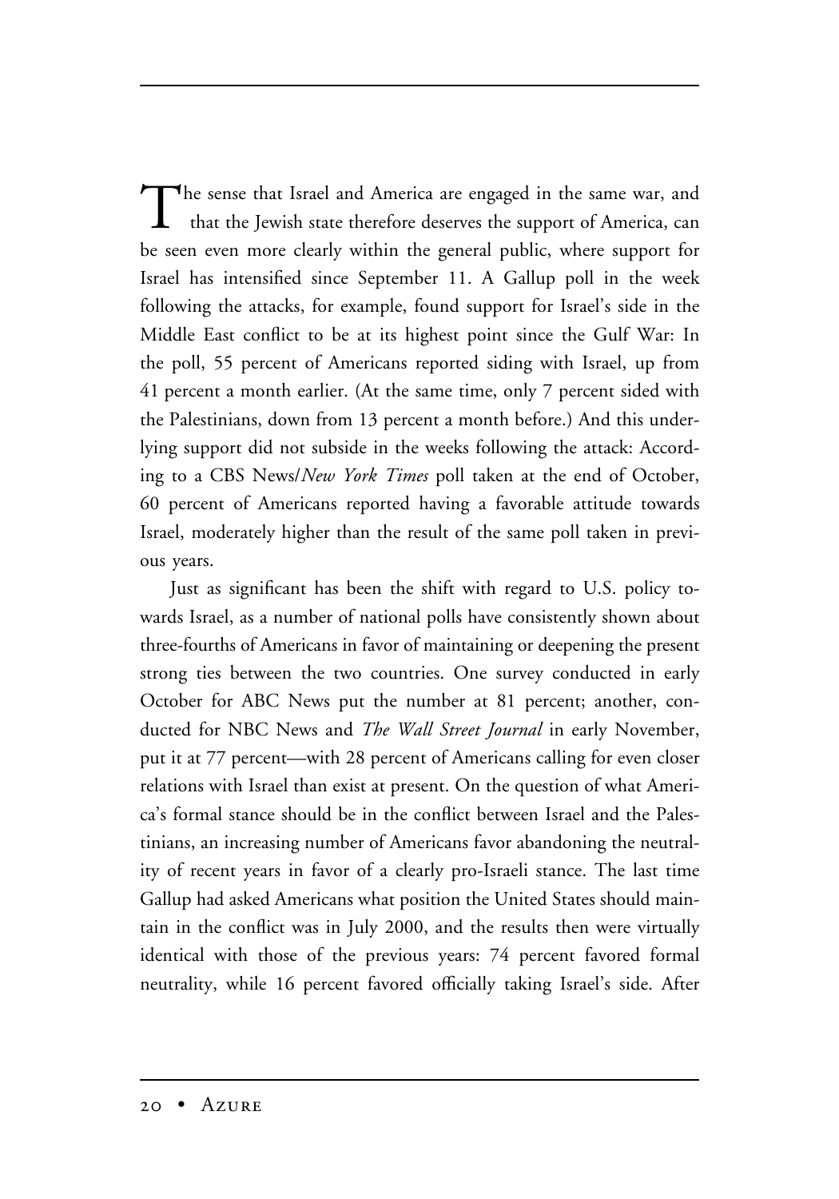The sense that Israel and America are engaged in the same war, and that the Jewish state therefore deserves the support of America, can be seen even more clearly within the general public, where support for Israel has intensified since September 11. A Gallup poll in the week following the attacks, for example, found support for Israel's side in the Middle East conflict to be at its highest point since the Gulf War: In the poll, 55 percent of Americans reported siding with Israel, up from 41 percent a month earlier. (At the same time, only 7 percent sided with the Palestinians, down from 13 percent a month before.) And this underlying support did not subside in the weeks following the attack: According to a CBS News/*New York Times* poll taken at the end of October, 60 percent of Americans reported having a favorable attitude towards Israel, moderately higher than the result of the same poll taken in previous years.

Just as significant has been the shift with regard to U.S. policy towards Israel, as a number of national polls have consistently shown about three-fourths of Americans in favor of maintaining or deepening the present strong ties between the two countries. One survey conducted in early October for ABC News put the number at 81 percent; another, conducted for NBC News and *The Wall Street Journal* in early November, put it at 77 percent—with 28 percent of Americans calling for even closer relations with Israel than exist at present. On the question of what America's formal stance should be in the conflict between Israel and the Palestinians, an increasing number of Americans favor abandoning the neutrality of recent years in favor of a clearly pro-Israeli stance. The last time Gallup had asked Americans what position the United States should maintain in the conflict was in July 2000, and the results then were virtually identical with those of the previous years: 74 percent favored formal neutrality, while 16 percent favored officially taking Israel's side. After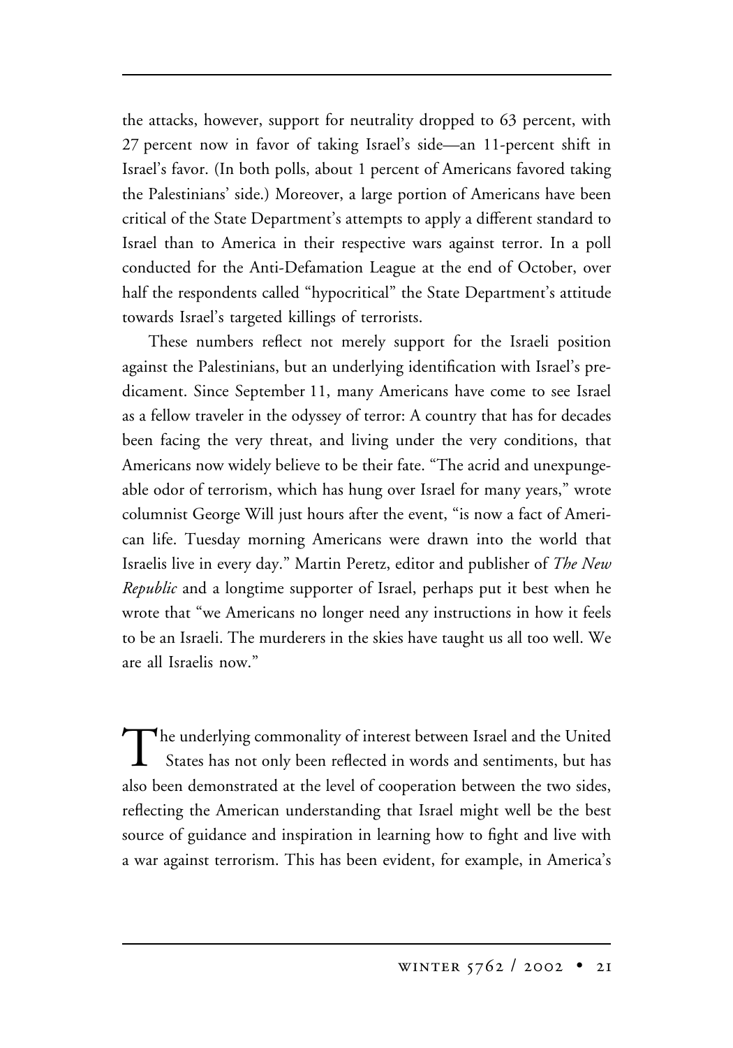the attacks, however, support for neutrality dropped to 63 percent, with 27 percent now in favor of taking Israel's side—an 11-percent shift in Israel's favor. (In both polls, about 1 percent of Americans favored taking the Palestinians' side.) Moreover, a large portion of Americans have been critical of the State Department's attempts to apply a different standard to Israel than to America in their respective wars against terror. In a poll conducted for the Anti-Defamation League at the end of October, over half the respondents called "hypocritical" the State Department's attitude towards Israel's targeted killings of terrorists.

These numbers reflect not merely support for the Israeli position against the Palestinians, but an underlying identification with Israel's predicament. Since September 11, many Americans have come to see Israel as a fellow traveler in the odyssey of terror: A country that has for decades been facing the very threat, and living under the very conditions, that Americans now widely believe to be their fate. "The acrid and unexpungeable odor of terrorism, which has hung over Israel for many years," wrote columnist George Will just hours after the event, "is now a fact of American life. Tuesday morning Americans were drawn into the world that Israelis live in every day." Martin Peretz, editor and publisher of *The New Republic* and a longtime supporter of Israel, perhaps put it best when he wrote that "we Americans no longer need any instructions in how it feels to be an Israeli. The murderers in the skies have taught us all too well. We are all Israelis now."

The underlying commonality of interest between Israel and the United States has not only been reflected in words and sentiments, but has also been demonstrated at the level of cooperation between the two sides, reflecting the American understanding that Israel might well be the best source of guidance and inspiration in learning how to fight and live with a war against terrorism. This has been evident, for example, in America's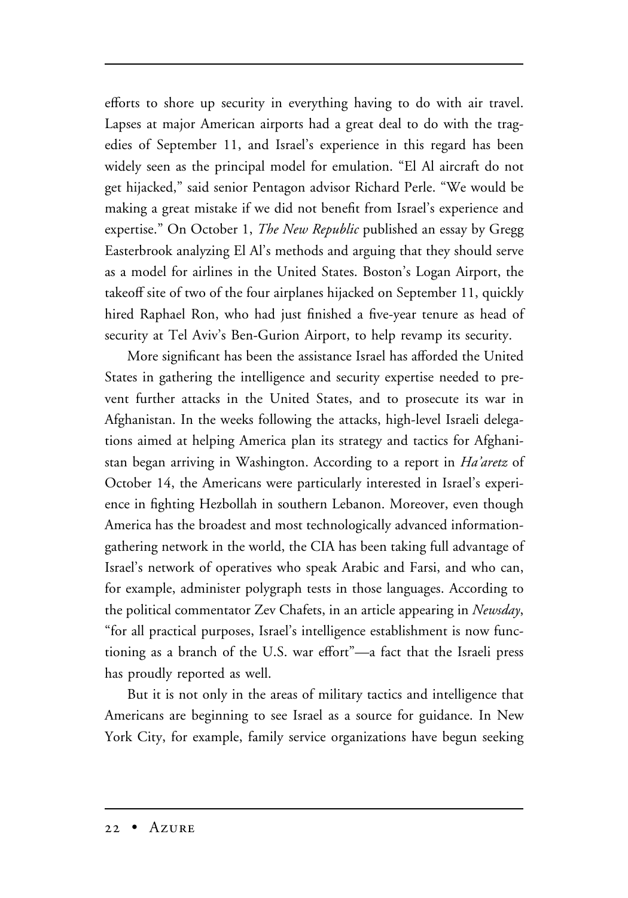efforts to shore up security in everything having to do with air travel. Lapses at major American airports had a great deal to do with the tragedies of September 11, and Israel's experience in this regard has been widely seen as the principal model for emulation. "El Al aircraft do not get hijacked," said senior Pentagon advisor Richard Perle. "We would be making a great mistake if we did not benefit from Israel's experience and expertise." On October 1, *The New Republic* published an essay by Gregg Easterbrook analyzing El Al's methods and arguing that they should serve as a model for airlines in the United States. Boston's Logan Airport, the takeoff site of two of the four airplanes hijacked on September 11, quickly hired Raphael Ron, who had just finished a five-year tenure as head of security at Tel Aviv's Ben-Gurion Airport, to help revamp its security.

More significant has been the assistance Israel has afforded the United States in gathering the intelligence and security expertise needed to prevent further attacks in the United States, and to prosecute its war in Afghanistan. In the weeks following the attacks, high-level Israeli delegations aimed at helping America plan its strategy and tactics for Afghanistan began arriving in Washington. According to a report in *Ha'aretz* of October 14, the Americans were particularly interested in Israel's experience in fighting Hezbollah in southern Lebanon. Moreover, even though America has the broadest and most technologically advanced information-gathering network in the world, the CIA has been taking full advantage of Israel's network of operatives who speak Arabic and Farsi, and who can, for example, administer polygraph tests in those languages. According to the political commentator Zev Chafets, in an article appearing in *Newsday*, "for all practical purposes, Israel's intelligence establishment is now functioning as a branch of the U.S. war effort"—a fact that the Israeli press has proudly reported as well.

But it is not only in the areas of military tactics and intelligence that Americans are beginning to see Israel as a source for guidance. In New York City, for example, family service organizations have begun seeking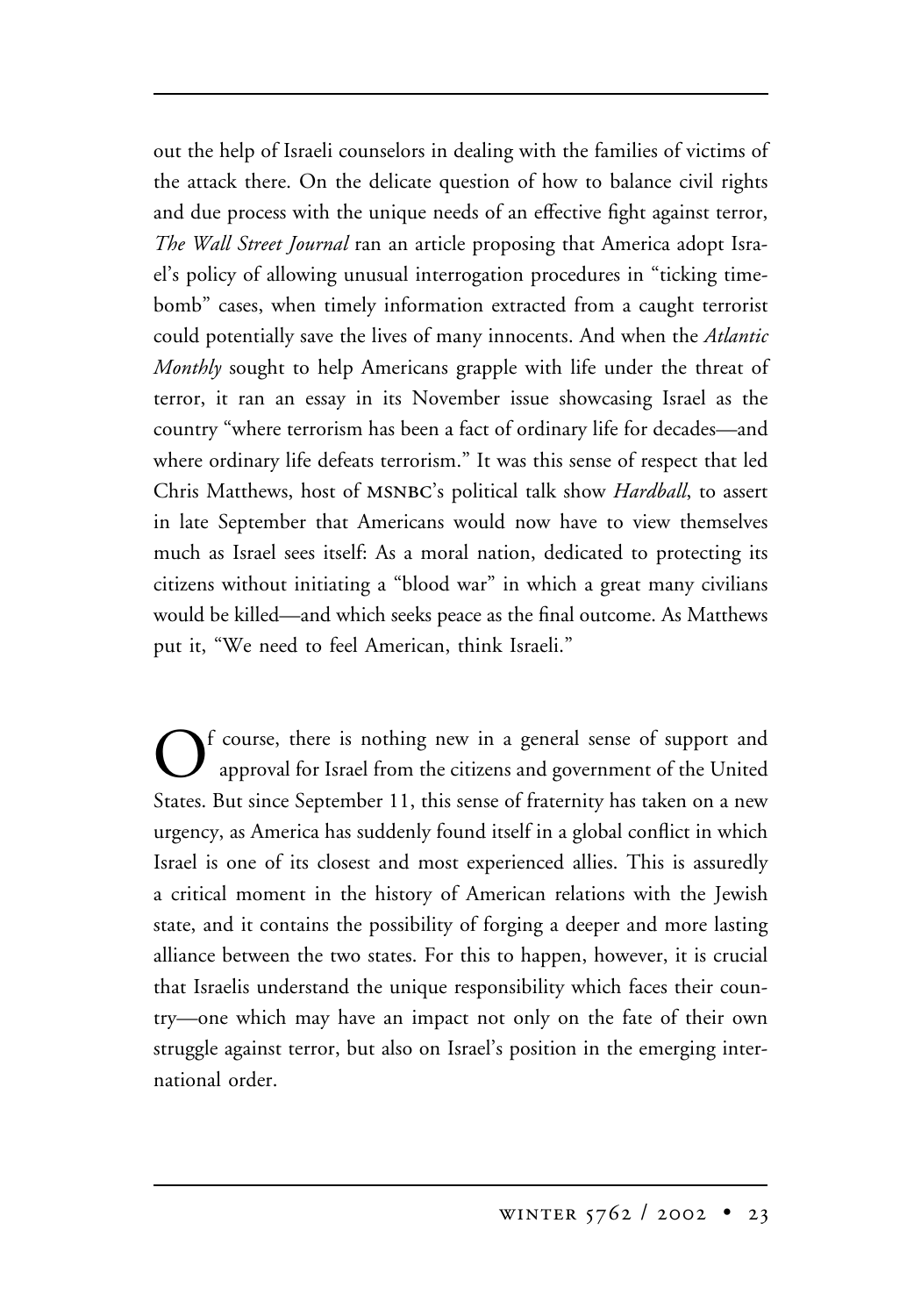out the help of Israeli counselors in dealing with the families of victims of the attack there. On the delicate question of how to balance civil rights and due process with the unique needs of an effective fight against terror, *The Wall Street Journal* ran an article proposing that America adopt Israel's policy of allowing unusual interrogation procedures in "ticking timebomb" cases, when timely information extracted from a caught terrorist could potentially save the lives of many innocents. And when the *Atlantic Monthly* sought to help Americans grapple with life under the threat of terror, it ran an essay in its November issue showcasing Israel as the country "where terrorism has been a fact of ordinary life for decades—and where ordinary life defeats terrorism." It was this sense of respect that led Chris Matthews, host of MSNBC's political talk show *Hardball*, to assert in late September that Americans would now have to view themselves much as Israel sees itself: As a moral nation, dedicated to protecting its citizens without initiating a "blood war" in which a great many civilians would be killed—and which seeks peace as the final outcome. As Matthews put it, "We need to feel American, think Israeli."

Of course, there is nothing new in a general sense of support and approval for Israel from the citizens and government of the United States. But since September 11, this sense of fraternity has taken on a new urgency, as America has suddenly found itself in a global conflict in which Israel is one of its closest and most experienced allies. This is assuredly a critical moment in the history of American relations with the Jewish state, and it contains the possibility of forging a deeper and more lasting alliance between the two states. For this to happen, however, it is crucial that Israelis understand the unique responsibility which faces their country—one which may have an impact not only on the fate of their own struggle against terror, but also on Israel's position in the emerging international order.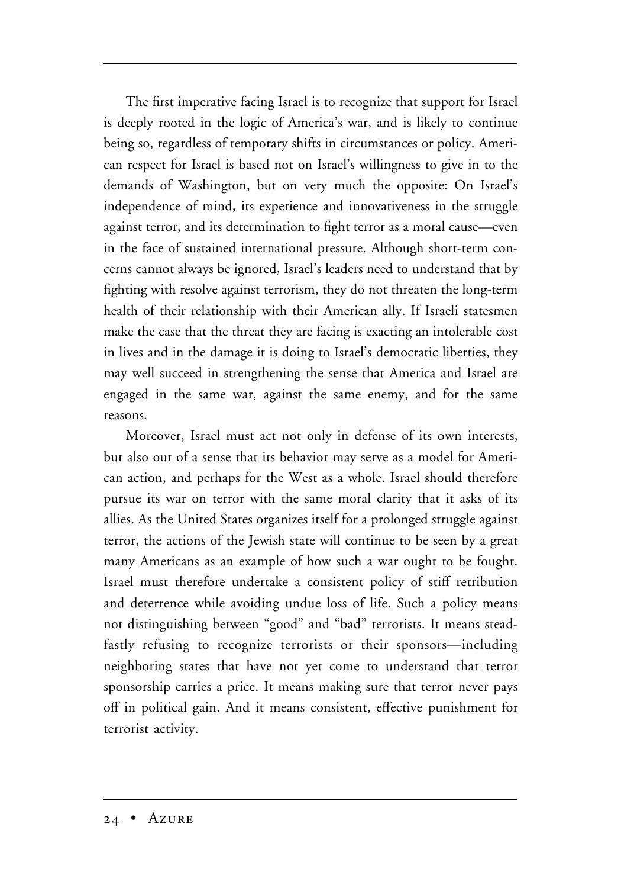The first imperative facing Israel is to recognize that support for Israel is deeply rooted in the logic of America's war, and is likely to continue being so, regardless of temporary shifts in circumstances or policy. American respect for Israel is based not on Israel's willingness to give in to the demands of Washington, but on very much the opposite: On Israel's independence of mind, its experience and innovativeness in the struggle against terror, and its determination to fight terror as a moral cause—even in the face of sustained international pressure. Although short-term concerns cannot always be ignored, Israel's leaders need to understand that by fighting with resolve against terrorism, they do not threaten the long-term health of their relationship with their American ally. If Israeli statesmen make the case that the threat they are facing is exacting an intolerable cost in lives and in the damage it is doing to Israel's democratic liberties, they may well succeed in strengthening the sense that America and Israel are engaged in the same war, against the same enemy, and for the same reasons.

Moreover, Israel must act not only in defense of its own interests, but also out of a sense that its behavior may serve as a model for American action, and perhaps for the West as a whole. Israel should therefore pursue its war on terror with the same moral clarity that it asks of its allies. As the United States organizes itself for a prolonged struggle against terror, the actions of the Jewish state will continue to be seen by a great many Americans as an example of how such a war ought to be fought. Israel must therefore undertake a consistent policy of stiff retribution and deterrence while avoiding undue loss of life. Such a policy means not distinguishing between "good" and "bad" terrorists. It means steadfastly refusing to recognize terrorists or their sponsors—including neighboring states that have not yet come to understand that terror sponsorship carries a price. It means making sure that terror never pays off in political gain. And it means consistent, effective punishment for terrorist activity.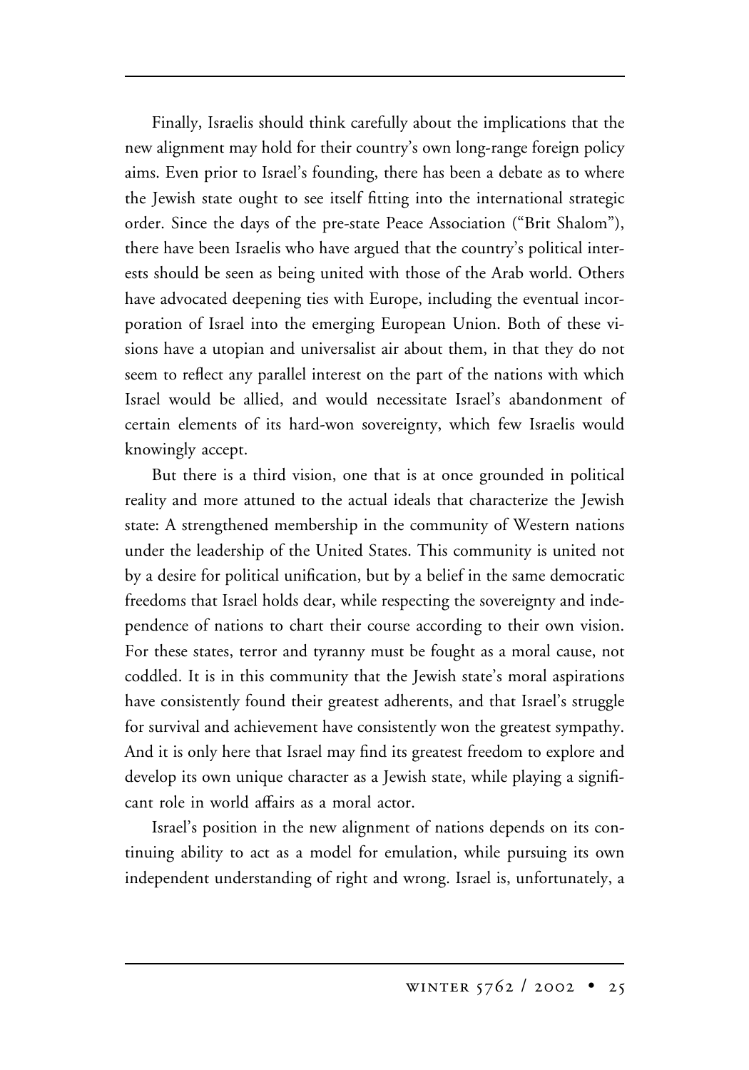Finally, Israelis should think carefully about the implications that the new alignment may hold for their country's own long-range foreign policy aims. Even prior to Israel's founding, there has been a debate as to where the Jewish state ought to see itself fitting into the international strategic order. Since the days of the pre-state Peace Association ("Brit Shalom"), there have been Israelis who have argued that the country's political interests should be seen as being united with those of the Arab world. Others have advocated deepening ties with Europe, including the eventual incorporation of Israel into the emerging European Union. Both of these visions have a utopian and universalist air about them, in that they do not seem to reflect any parallel interest on the part of the nations with which Israel would be allied, and would necessitate Israel's abandonment of certain elements of its hard-won sovereignty, which few Israelis would knowingly accept.

But there is a third vision, one that is at once grounded in political reality and more attuned to the actual ideals that characterize the Jewish state: A strengthened membership in the community of Western nations under the leadership of the United States. This community is united not by a desire for political unification, but by a belief in the same democratic freedoms that Israel holds dear, while respecting the sovereignty and independence of nations to chart their course according to their own vision. For these states, terror and tyranny must be fought as a moral cause, not coddled. It is in this community that the Jewish state's moral aspirations have consistently found their greatest adherents, and that Israel's struggle for survival and achievement have consistently won the greatest sympathy. And it is only here that Israel may find its greatest freedom to explore and develop its own unique character as a Jewish state, while playing a significant role in world affairs as a moral actor.

Israel's position in the new alignment of nations depends on its continuing ability to act as a model for emulation, while pursuing its own independent understanding of right and wrong. Israel is, unfortunately, a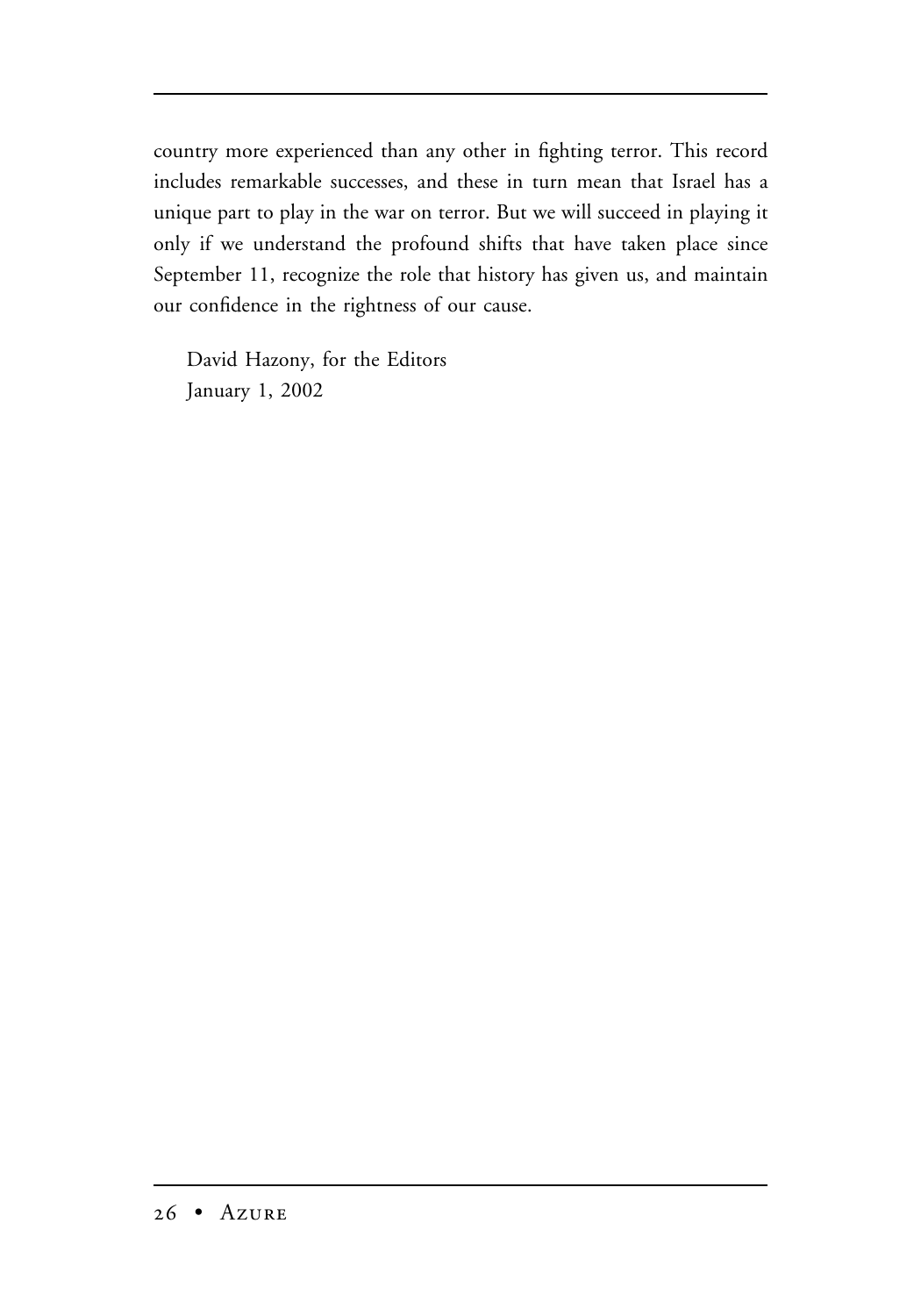country more experienced than any other in fighting terror. This record includes remarkable successes, and these in turn mean that Israel has a unique part to play in the war on terror. But we will succeed in playing it only if we understand the profound shifts that have taken place since September 11, recognize the role that history has given us, and maintain our confidence in the rightness of our cause.

David Hazony, for the Editors
January 1, 2002